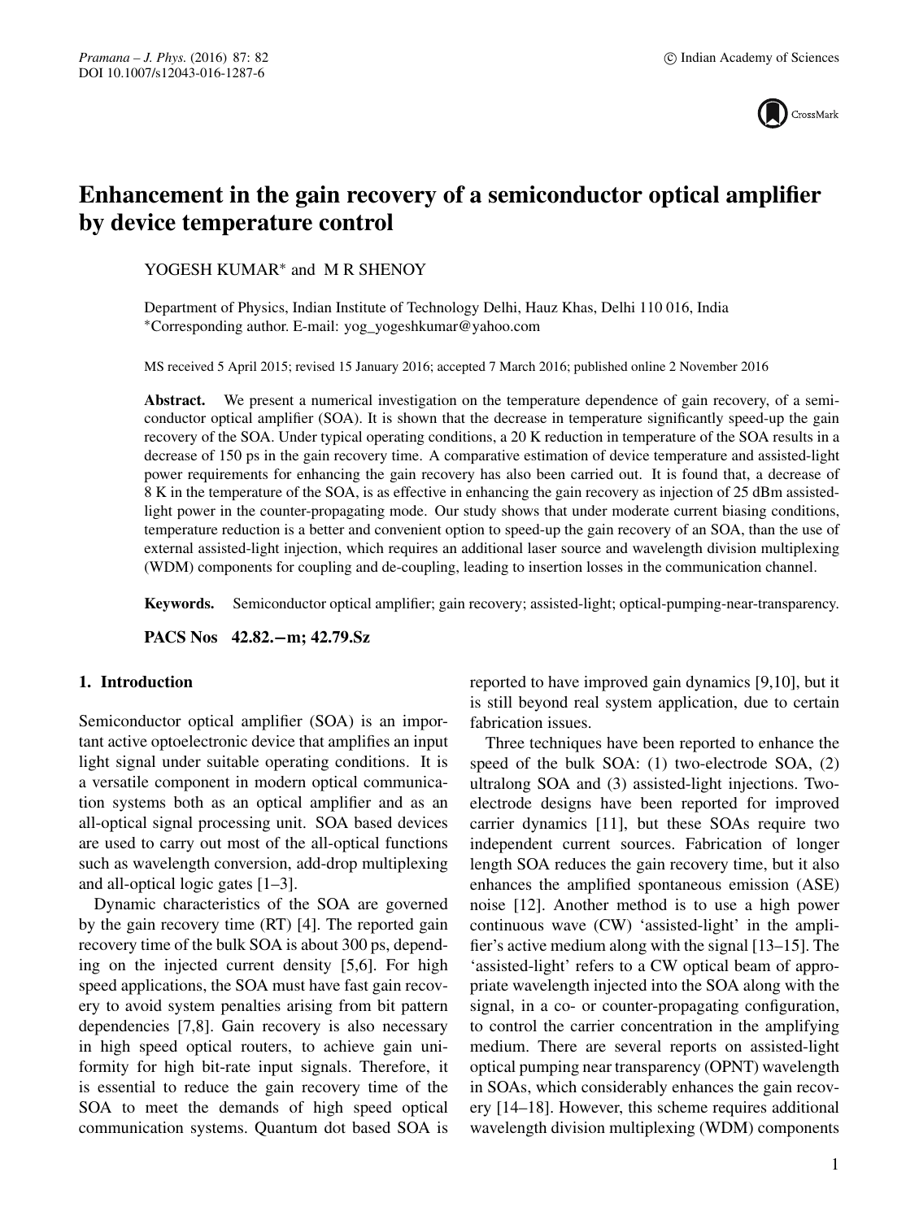# Enhancement in the gain recovery of a semiconductor optical amplifier by device temperature control

YOGESH KUMAR* and M R SHENOY

Department of Physics, Indian Institute of Technology Delhi, Hauz Khas, Delhi 110 016, India
*Corresponding author. E-mail: yog_yogeshkumar@yahoo.com

MS received 5 April 2015; revised 15 January 2016; accepted 7 March 2016; published online 2 November 2016

**Abstract.** We present a numerical investigation on the temperature dependence of gain recovery, of a semiconductor optical amplifier (SOA). It is shown that the decrease in temperature significantly speed-up the gain recovery of the SOA. Under typical operating conditions, a 20 K reduction in temperature of the SOA results in a decrease of 150 ps in the gain recovery time. A comparative estimation of device temperature and assisted-light power requirements for enhancing the gain recovery has also been carried out. It is found that, a decrease of 8 K in the temperature of the SOA, is as effective in enhancing the gain recovery as injection of 25 dBm assisted-light power in the counter-propagating mode. Our study shows that under moderate current biasing conditions, temperature reduction is a better and convenient option to speed-up the gain recovery of an SOA, than the use of external assisted-light injection, which requires an additional laser source and wavelength division multiplexing (WDM) components for coupling and de-coupling, leading to insertion losses in the communication channel.

**Keywords.** Semiconductor optical amplifier; gain recovery; assisted-light; optical-pumping-near-transparency.

**PACS Nos** 42.82.−m; 42.79.Sz

## 1. Introduction

Semiconductor optical amplifier (SOA) is an important active optoelectronic device that amplifies an input light signal under suitable operating conditions. It is a versatile component in modern optical communication systems both as an optical amplifier and as an all-optical signal processing unit. SOA based devices are used to carry out most of the all-optical functions such as wavelength conversion, add-drop multiplexing and all-optical logic gates [1–3].

Dynamic characteristics of the SOA are governed by the gain recovery time (RT) [4]. The reported gain recovery time of the bulk SOA is about 300 ps, depending on the injected current density [5,6]. For high speed applications, the SOA must have fast gain recovery to avoid system penalties arising from bit pattern dependencies [7,8]. Gain recovery is also necessary in high speed optical routers, to achieve gain uniformity for high bit-rate input signals. Therefore, it is essential to reduce the gain recovery time of the SOA to meet the demands of high speed optical communication systems. Quantum dot based SOA is reported to have improved gain dynamics [9,10], but it is still beyond real system application, due to certain fabrication issues.

Three techniques have been reported to enhance the speed of the bulk SOA: (1) two-electrode SOA, (2) ultralong SOA and (3) assisted-light injections. Two-electrode designs have been reported for improved carrier dynamics [11], but these SOAs require two independent current sources. Fabrication of longer length SOA reduces the gain recovery time, but it also enhances the amplified spontaneous emission (ASE) noise [12]. Another method is to use a high power continuous wave (CW) 'assisted-light' in the amplifier's active medium along with the signal [13–15]. The 'assisted-light' refers to a CW optical beam of appropriate wavelength injected into the SOA along with the signal, in a co- or counter-propagating configuration, to control the carrier concentration in the amplifying medium. There are several reports on assisted-light optical pumping near transparency (OPNT) wavelength in SOAs, which considerably enhances the gain recovery [14–18]. However, this scheme requires additional wavelength division multiplexing (WDM) components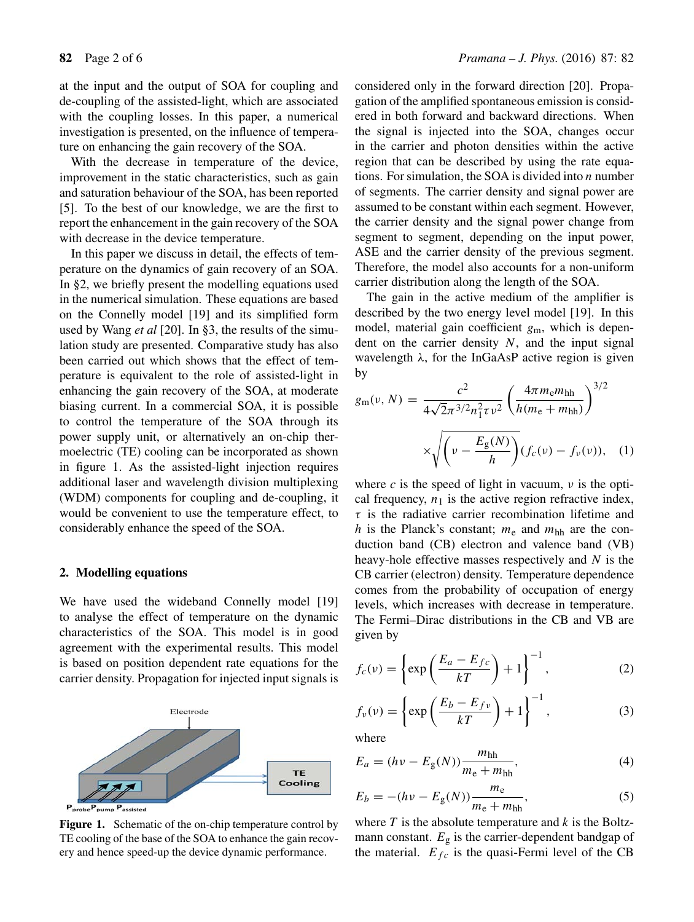at the input and the output of SOA for coupling and de-coupling of the assisted-light, which are associated with the coupling losses. In this paper, a numerical investigation is presented, on the influence of temperature on enhancing the gain recovery of the SOA.

With the decrease in temperature of the device, improvement in the static characteristics, such as gain and saturation behaviour of the SOA, has been reported [5]. To the best of our knowledge, we are the first to report the enhancement in the gain recovery of the SOA with decrease in the device temperature.

In this paper we discuss in detail, the effects of temperature on the dynamics of gain recovery of an SOA. In §2, we briefly present the modelling equations used in the numerical simulation. These equations are based on the Connelly model [19] and its simplified form used by Wang *et al* [20]. In §3, the results of the simulation study are presented. Comparative study has also been carried out which shows that the effect of temperature is equivalent to the role of assisted-light in enhancing the gain recovery of the SOA, at moderate biasing current. In a commercial SOA, it is possible to control the temperature of the SOA through its power supply unit, or alternatively an on-chip thermoelectric (TE) cooling can be incorporated as shown in figure 1. As the assisted-light injection requires additional laser and wavelength division multiplexing (WDM) components for coupling and de-coupling, it would be convenient to use the temperature effect, to considerably enhance the speed of the SOA.

## 2. Modelling equations

We have used the wideband Connelly model [19] to analyse the effect of temperature on the dynamic characteristics of the SOA. This model is in good agreement with the experimental results. This model is based on position dependent rate equations for the carrier density. Propagation for injected input signals is considered only in the forward direction [20]. Propagation of the amplified spontaneous emission is considered in both forward and backward directions. When the signal is injected into the SOA, changes occur in the carrier and photon densities within the active region that can be described by using the rate equations. For simulation, the SOA is divided into $n$ number of segments. The carrier density and signal power are assumed to be constant within each segment. However, the carrier density and the signal power change from segment to segment, depending on the input power, ASE and the carrier density of the previous segment. Therefore, the model also accounts for a non-uniform carrier distribution along the length of the SOA.

**Figure 1.** Schematic of the on-chip temperature control by TE cooling of the base of the SOA to enhance the gain recovery and hence speed-up the device dynamic performance.

The gain in the active medium of the amplifier is described by the two energy level model [19]. In this model, material gain coefficient $g_m$, which is dependent on the carrier density $N$, and the input signal wavelength $\lambda$, for the InGaAsP active region is given by

$$g_m(\nu, N) = \frac{c^2}{4\sqrt{2}\pi^{3/2}n_1^2\tau\nu^2}\left(\frac{4\pi m_e m_{hh}}{h(m_e + m_{hh})}\right)^{3/2} \times\sqrt{\left(\nu - \frac{E_g(N)}{h}\right)}(f_c(\nu) - f_\nu(\nu)), \quad (1)$$

where $c$ is the speed of light in vacuum, $\nu$ is the optical frequency, $n_1$ is the active region refractive index, $\tau$ is the radiative carrier recombination lifetime and $h$ is the Planck's constant; $m_e$ and $m_{hh}$ are the conduction band (CB) electron and valence band (VB) heavy-hole effective masses respectively and $N$ is the CB carrier (electron) density. Temperature dependence comes from the probability of occupation of energy levels, which increases with decrease in temperature. The Fermi–Dirac distributions in the CB and VB are given by

$$f_c(\nu) = \left\{\exp\left(\frac{E_a - E_{fc}}{kT}\right) + 1\right\}^{-1}, \quad (2)$$

$$f_\nu(\nu) = \left\{\exp\left(\frac{E_b - E_{f\nu}}{kT}\right) + 1\right\}^{-1}, \quad (3)$$

where

$$E_a = (h\nu - E_g(N))\frac{m_{hh}}{m_e + m_{hh}}, \quad (4)$$

$$E_b = -(h\nu - E_g(N))\frac{m_e}{m_e + m_{hh}}, \quad (5)$$

where $T$ is the absolute temperature and $k$ is the Boltzmann constant. $E_g$ is the carrier-dependent bandgap of the material. $E_{fc}$ is the quasi-Fermi level of the CB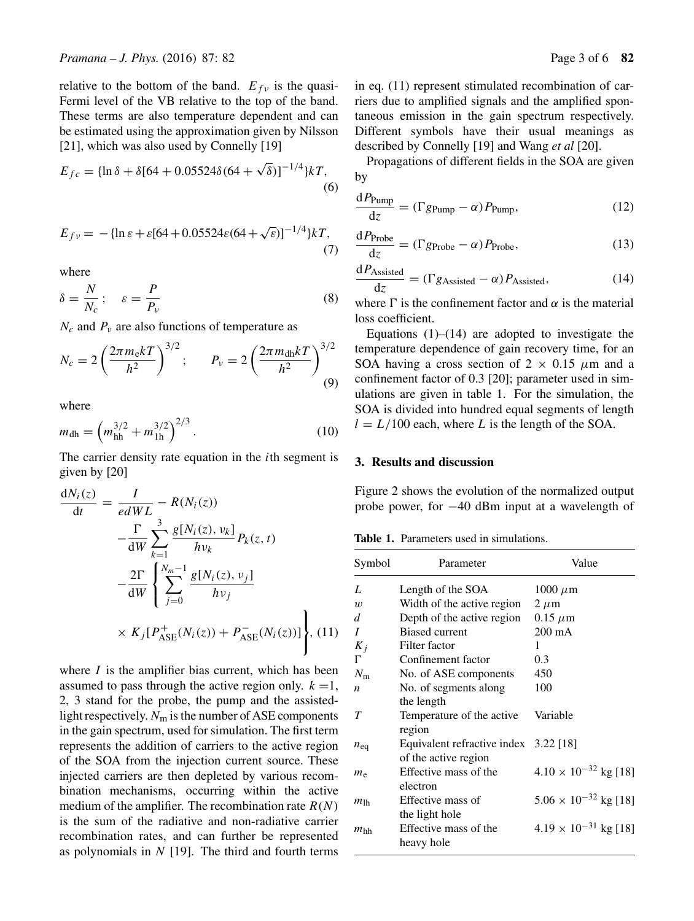relative to the bottom of the band. $E_{fv}$ is the quasi-Fermi level of the VB relative to the top of the band. These terms are also temperature dependent and can be estimated using the approximation given by Nilsson [21], which was also used by Connelly [19]

$$E_{fc} = \{\ln \delta + \delta[64 + 0.05524\delta(64 + \sqrt{\delta})]^{-1/4}\}kT, \tag{6}$$

$$E_{fv} = -\{\ln \varepsilon + \varepsilon[64 + 0.05524\varepsilon(64 + \sqrt{\varepsilon})]^{-1/4}\}kT, \tag{7}$$

where

$$\delta = \frac{N}{N_c}; \quad \varepsilon = \frac{P}{P_v} \tag{8}$$

$N_c$ and $P_v$ are also functions of temperature as

$$N_c = 2\left(\frac{2\pi m_e kT}{h^2}\right)^{3/2}; \qquad P_v = 2\left(\frac{2\pi m_{dh} kT}{h^2}\right)^{3/2} \tag{9}$$

where

$$m_{dh} = \left(m_{hh}^{3/2} + m_{1h}^{3/2}\right)^{2/3}. \tag{10}$$

The carrier density rate equation in the $i$th segment is given by [20]

$$\begin{aligned}\frac{dN_i(z)}{dt} &= \frac{I}{edWL} - R(N_i(z)) \\ &- \frac{\Gamma}{dW}\sum_{k=1}^{3}\frac{g[N_i(z), \nu_k]}{h\nu_k}P_k(z,t) \\ &- \frac{2\Gamma}{dW}\left\{\sum_{j=0}^{N_m-1}\frac{g[N_i(z), \nu_j]}{h\nu_j}\right. \\ &\left.\times K_j[P_{ASE}^{+}(N_i(z)) + P_{ASE}^{-}(N_i(z))]\right\}, \end{aligned} \tag{11}$$

where $I$ is the amplifier bias current, which has been assumed to pass through the active region only. $k = 1$, 2, 3 stand for the probe, the pump and the assisted-light respectively. $N_m$ is the number of ASE components in the gain spectrum, used for simulation. The first term represents the addition of carriers to the active region of the SOA from the injection current source. These injected carriers are then depleted by various recombination mechanisms, occurring within the active medium of the amplifier. The recombination rate $R(N)$ is the sum of the radiative and non-radiative carrier recombination rates, and can further be represented as polynomials in $N$ [19]. The third and fourth terms in eq. (11) represent stimulated recombination of carriers due to amplified signals and the amplified spontaneous emission in the gain spectrum respectively. Different symbols have their usual meanings as described by Connelly [19] and Wang *et al* [20].

Propagations of different fields in the SOA are given by

$$\frac{dP_{Pump}}{dz} = (\Gamma g_{Pump} - \alpha)P_{Pump}, \tag{12}$$

$$\frac{dP_{Probe}}{dz} = (\Gamma g_{Probe} - \alpha)P_{Probe}, \tag{13}$$

$$\frac{dP_{Assisted}}{dz} = (\Gamma g_{Assisted} - \alpha)P_{Assisted}, \tag{14}$$

where $\Gamma$ is the confinement factor and $\alpha$ is the material loss coefficient.

Equations (1)–(14) are adopted to investigate the temperature dependence of gain recovery time, for an SOA having a cross section of $2 \times 0.15$ $\mu$m and a confinement factor of 0.3 [20]; parameter used in simulations are given in table 1. For the simulation, the SOA is divided into hundred equal segments of length $l = L/100$ each, where $L$ is the length of the SOA.

## 3. Results and discussion

Figure 2 shows the evolution of the normalized output probe power, for −40 dBm input at a wavelength of

**Table 1.** Parameters used in simulations.

| Symbol | Parameter | Value |
|---|---|---|
| $L$ | Length of the SOA | 1000 $\mu$m |
| $w$ | Width of the active region | 2 $\mu$m |
| $d$ | Depth of the active region | 0.15 $\mu$m |
| $I$ | Biased current | 200 mA |
| $K_j$ | Filter factor | 1 |
| $\Gamma$ | Confinement factor | 0.3 |
| $N_m$ | No. of ASE components | 450 |
| $n$ | No. of segments along the length | 100 |
| $T$ | Temperature of the active region | Variable |
| $n_{eq}$ | Equivalent refractive index of the active region | 3.22 [18] |
| $m_e$ | Effective mass of the electron | $4.10 \times 10^{-32}$ kg [18] |
| $m_{lh}$ | Effective mass of the light hole | $5.06 \times 10^{-32}$ kg [18] |
| $m_{hh}$ | Effective mass of the heavy hole | $4.19 \times 10^{-31}$ kg [18] |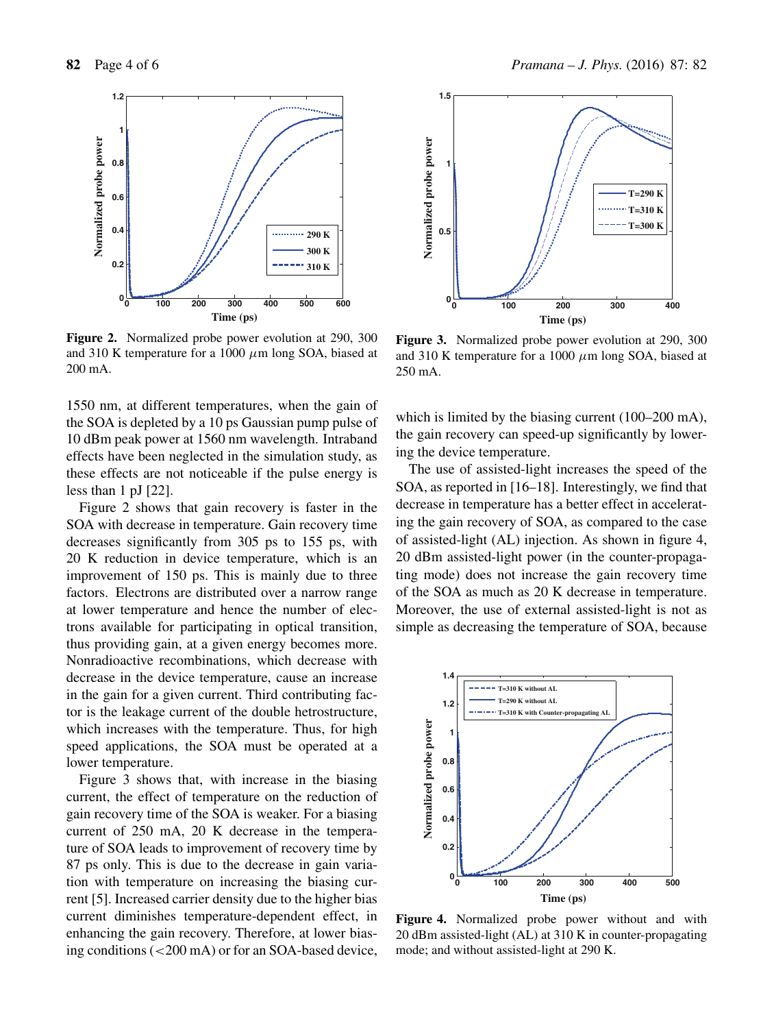Figure 2. Normalized probe power evolution at 290, 300 and 310 K temperature for a 1000 $\mu$m long SOA, biased at 200 mA.

1550 nm, at different temperatures, when the gain of the SOA is depleted by a 10 ps Gaussian pump pulse of 10 dBm peak power at 1560 nm wavelength. Intraband effects have been neglected in the simulation study, as these effects are not noticeable if the pulse energy is less than 1 pJ [22].

Figure 2 shows that gain recovery is faster in the SOA with decrease in temperature. Gain recovery time decreases significantly from 305 ps to 155 ps, with 20 K reduction in device temperature, which is an improvement of 150 ps. This is mainly due to three factors. Electrons are distributed over a narrow range at lower temperature and hence the number of electrons available for participating in optical transition, thus providing gain, at a given energy becomes more. Nonradioactive recombinations, which decrease with decrease in the device temperature, cause an increase in the gain for a given current. Third contributing factor is the leakage current of the double hetrostructure, which increases with the temperature. Thus, for high speed applications, the SOA must be operated at a lower temperature.

Figure 3 shows that, with increase in the biasing current, the effect of temperature on the reduction of gain recovery time of the SOA is weaker. For a biasing current of 250 mA, 20 K decrease in the temperature of SOA leads to improvement of recovery time by 87 ps only. This is due to the decrease in gain variation with temperature on increasing the biasing current [5]. Increased carrier density due to the higher bias current diminishes temperature-dependent effect, in enhancing the gain recovery. Therefore, at lower biasing conditions (<200 mA) or for an SOA-based device,

Figure 3. Normalized probe power evolution at 290, 300 and 310 K temperature for a 1000 $\mu$m long SOA, biased at 250 mA.

which is limited by the biasing current (100–200 mA), the gain recovery can speed-up significantly by lowering the device temperature.

The use of assisted-light increases the speed of the SOA, as reported in [16–18]. Interestingly, we find that decrease in temperature has a better effect in accelerating the gain recovery of SOA, as compared to the case of assisted-light (AL) injection. As shown in figure 4, 20 dBm assisted-light power (in the counter-propagating mode) does not increase the gain recovery time of the SOA as much as 20 K decrease in temperature. Moreover, the use of external assisted-light is not as simple as decreasing the temperature of SOA, because

Figure 4. Normalized probe power without and with 20 dBm assisted-light (AL) at 310 K in counter-propagating mode; and without assisted-light at 290 K.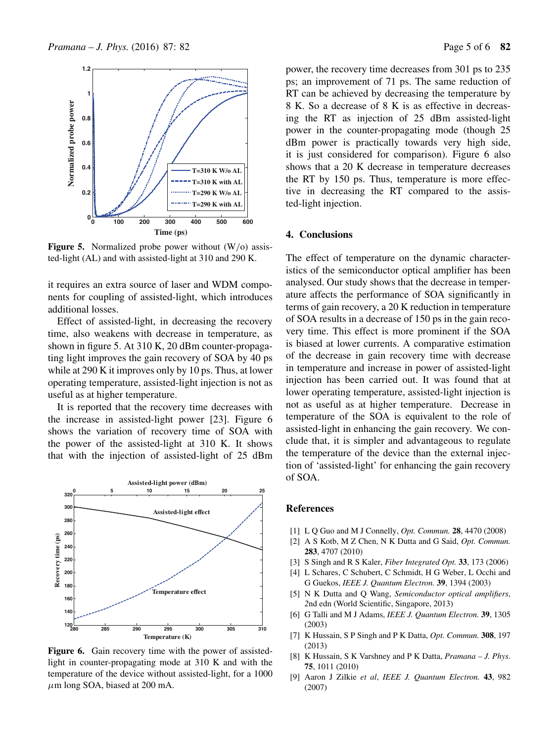Figure 5. Normalized probe power without (W/o) assisted-light (AL) and with assisted-light at 310 and 290 K.

it requires an extra source of laser and WDM components for coupling of assisted-light, which introduces additional losses.

Effect of assisted-light, in decreasing the recovery time, also weakens with decrease in temperature, as shown in figure 5. At 310 K, 20 dBm counter-propagating light improves the gain recovery of SOA by 40 ps while at 290 K it improves only by 10 ps. Thus, at lower operating temperature, assisted-light injection is not as useful as at higher temperature.

It is reported that the recovery time decreases with the increase in assisted-light power [23]. Figure 6 shows the variation of recovery time of SOA with the power of the assisted-light at 310 K. It shows that with the injection of assisted-light of 25 dBm power, the recovery time decreases from 301 ps to 235 ps; an improvement of 71 ps. The same reduction of RT can be achieved by decreasing the temperature by 8 K. So a decrease of 8 K is as effective in decreasing the RT as injection of 25 dBm assisted-light power in the counter-propagating mode (though 25 dBm power is practically towards very high side, it is just considered for comparison). Figure 6 also shows that a 20 K decrease in temperature decreases the RT by 150 ps. Thus, temperature is more effective in decreasing the RT compared to the assisted-light injection.

Figure 6. Gain recovery time with the power of assisted-light in counter-propagating mode at 310 K and with the temperature of the device without assisted-light, for a 1000 $\mu$m long SOA, biased at 200 mA.

## 4. Conclusions

The effect of temperature on the dynamic characteristics of the semiconductor optical amplifier has been analysed. Our study shows that the decrease in temperature affects the performance of SOA significantly in terms of gain recovery, a 20 K reduction in temperature of SOA results in a decrease of 150 ps in the gain recovery time. This effect is more prominent if the SOA is biased at lower currents. A comparative estimation of the decrease in gain recovery time with decrease in temperature and increase in power of assisted-light injection has been carried out. It was found that at lower operating temperature, assisted-light injection is not as useful as at higher temperature. Decrease in temperature of the SOA is equivalent to the role of assisted-light in enhancing the gain recovery. We conclude that, it is simpler and advantageous to regulate the temperature of the device than the external injection of 'assisted-light' for enhancing the gain recovery of SOA.

## References

[1] L Q Guo and M J Connelly, *Opt. Commun.* **28**, 4470 (2008)

[2] A S Kotb, M Z Chen, N K Dutta and G Said, *Opt. Commun.* **283**, 4707 (2010)

[3] S Singh and R S Kaler, *Fiber Integrated Opt.* **33**, 173 (2006)

[4] L Schares, C Schubert, C Schmidt, H G Weber, L Occhi and G Guekos, *IEEE J. Quantum Electron.* **39**, 1394 (2003)

[5] N K Dutta and Q Wang, *Semiconductor optical amplifiers*, 2nd edn (World Scientific, Singapore, 2013)

[6] G Talli and M J Adams, *IEEE J. Quantum Electron.* **39**, 1305 (2003)

[7] K Hussain, S P Singh and P K Datta, *Opt. Commun.* **308**, 197 (2013)

[8] K Hussain, S K Varshney and P K Datta, *Pramana – J. Phys.* **75**, 1011 (2010)

[9] Aaron J Zilkie *et al*, *IEEE J. Quantum Electron.* **43**, 982 (2007)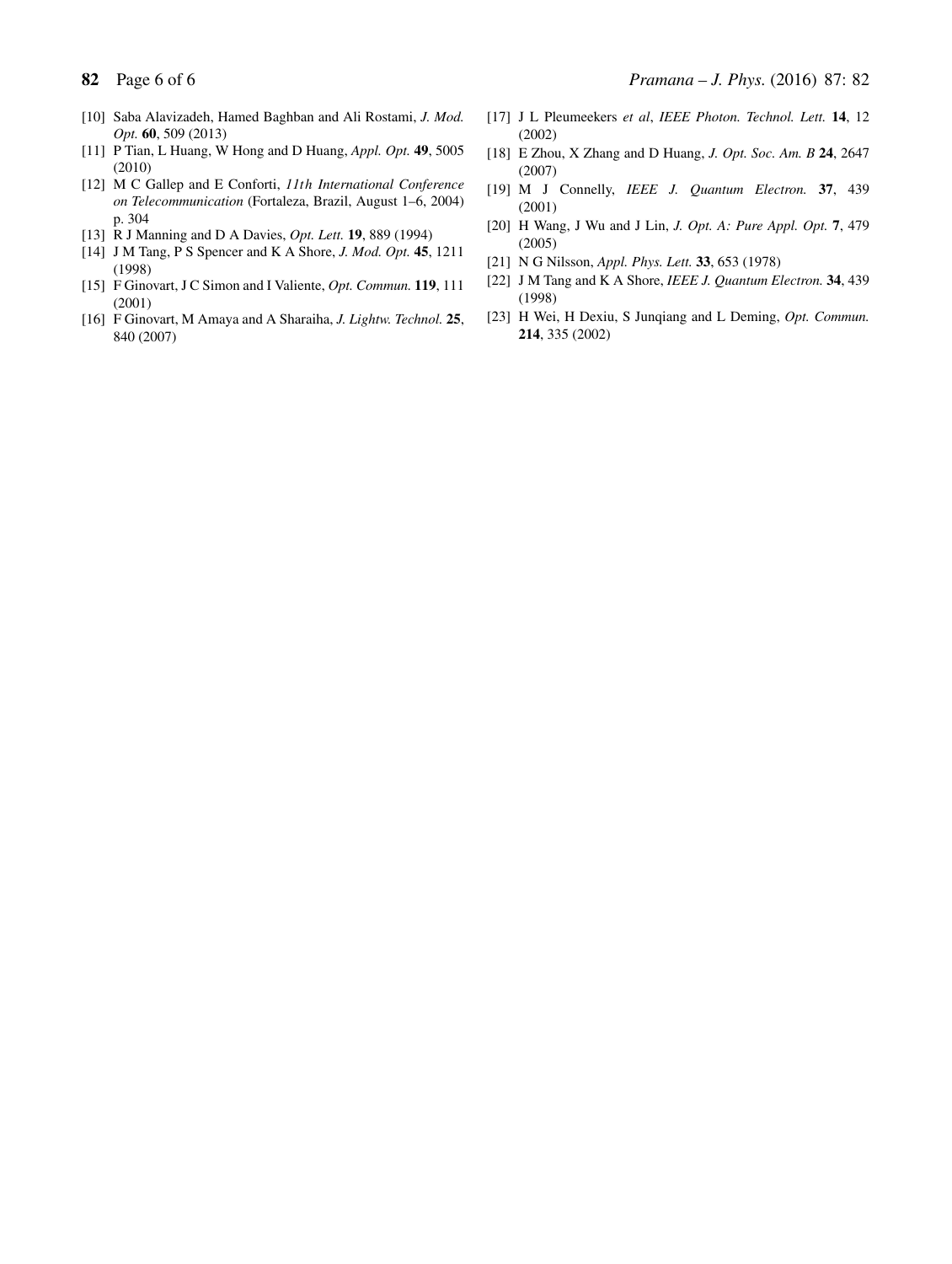[10] Saba Alavizadeh, Hamed Baghban and Ali Rostami, *J. Mod. Opt.* **60**, 509 (2013)

[11] P Tian, L Huang, W Hong and D Huang, *Appl. Opt.* **49**, 5005 (2010)

[12] M C Gallep and E Conforti, *11th International Conference on Telecommunication* (Fortaleza, Brazil, August 1–6, 2004) p. 304

[13] R J Manning and D A Davies, *Opt. Lett.* **19**, 889 (1994)

[14] J M Tang, P S Spencer and K A Shore, *J. Mod. Opt.* **45**, 1211 (1998)

[15] F Ginovart, J C Simon and I Valiente, *Opt. Commun.* **119**, 111 (2001)

[16] F Ginovart, M Amaya and A Sharaiha, *J. Lightw. Technol.* **25**, 840 (2007)

[17] J L Pleumeekers *et al*, *IEEE Photon. Technol. Lett.* **14**, 12 (2002)

[18] E Zhou, X Zhang and D Huang, *J. Opt. Soc. Am. B* **24**, 2647 (2007)

[19] M J Connelly, *IEEE J. Quantum Electron.* **37**, 439 (2001)

[20] H Wang, J Wu and J Lin, *J. Opt. A: Pure Appl. Opt.* **7**, 479 (2005)

[21] N G Nilsson, *Appl. Phys. Lett.* **33**, 653 (1978)

[22] J M Tang and K A Shore, *IEEE J. Quantum Electron.* **34**, 439 (1998)

[23] H Wei, H Dexiu, S Junqiang and L Deming, *Opt. Commun.* **214**, 335 (2002)